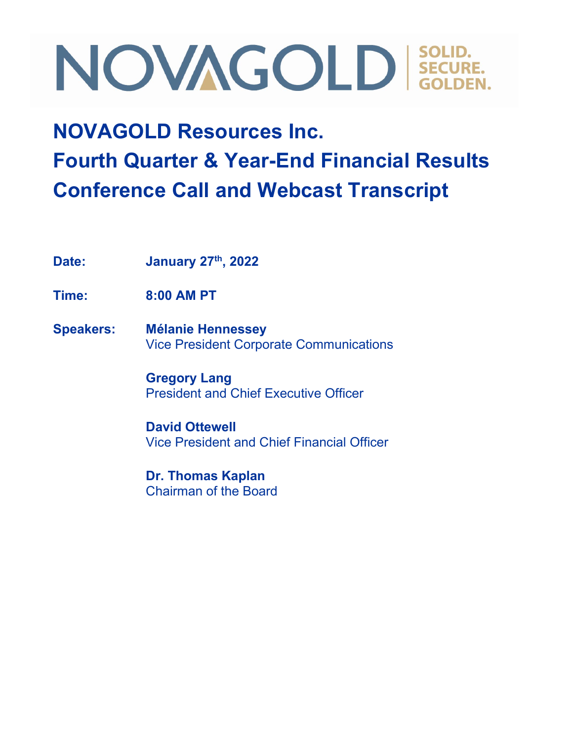NOVAGOLD | SOLID. SECURE. GOLDEN.

# NOVAGOLD Resources Inc.
# Fourth Quarter & Year-End Financial Results Conference Call and Webcast Transcript

**Date:** **January 27th, 2022**

**Time:** **8:00 AM PT**

**Speakers:** **Mélanie Hennessey**
Vice President Corporate Communications

**Gregory Lang**
President and Chief Executive Officer

**David Ottewell**
Vice President and Chief Financial Officer

**Dr. Thomas Kaplan**
Chairman of the Board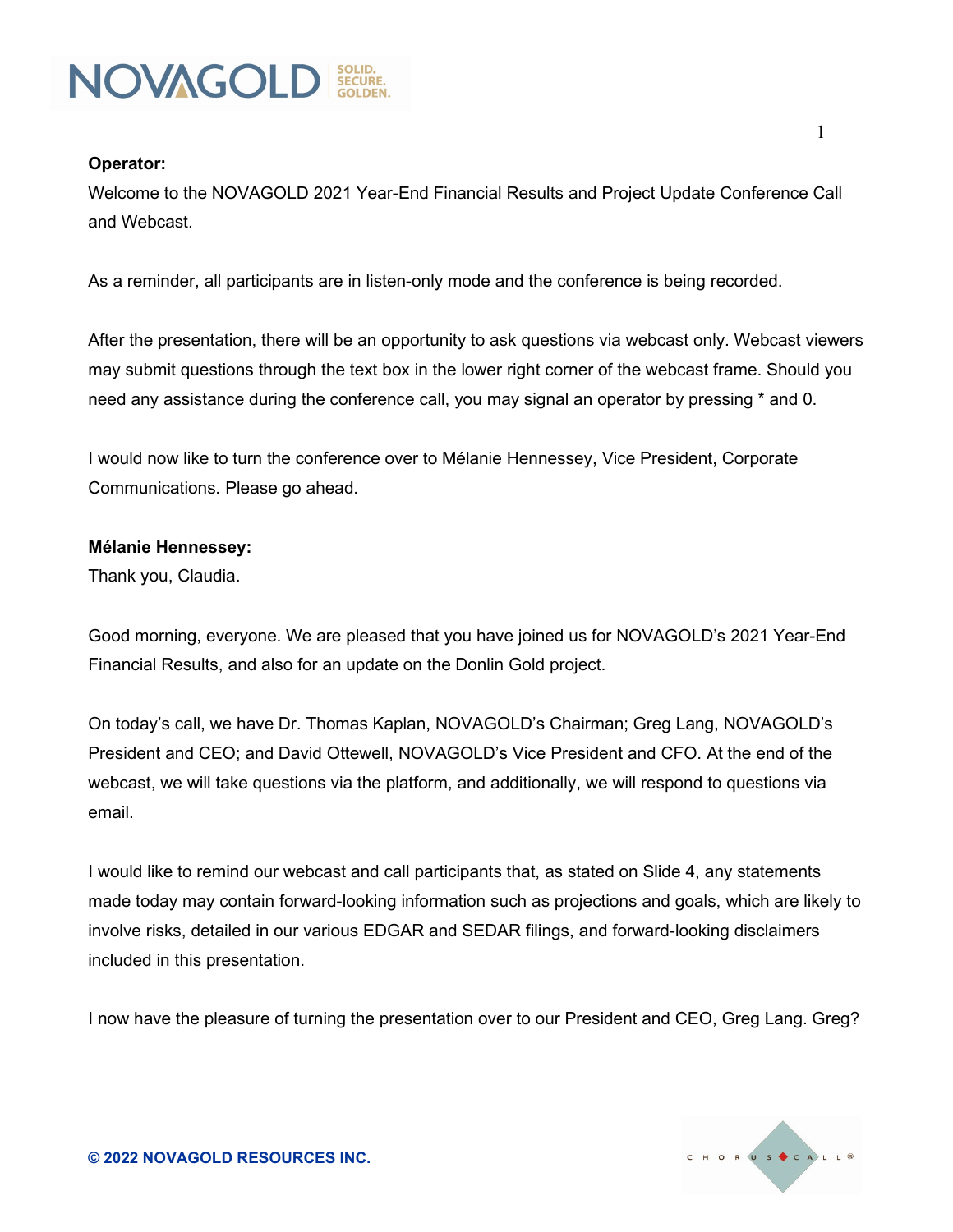**Operator:**

Welcome to the NOVAGOLD 2021 Year-End Financial Results and Project Update Conference Call and Webcast.

As a reminder, all participants are in listen-only mode and the conference is being recorded.

After the presentation, there will be an opportunity to ask questions via webcast only. Webcast viewers may submit questions through the text box in the lower right corner of the webcast frame. Should you need any assistance during the conference call, you may signal an operator by pressing * and 0.

I would now like to turn the conference over to Mélanie Hennessey, Vice President, Corporate Communications. Please go ahead.

**Mélanie Hennessey:**

Thank you, Claudia.

Good morning, everyone. We are pleased that you have joined us for NOVAGOLD's 2021 Year-End Financial Results, and also for an update on the Donlin Gold project.

On today's call, we have Dr. Thomas Kaplan, NOVAGOLD's Chairman; Greg Lang, NOVAGOLD's President and CEO; and David Ottewell, NOVAGOLD's Vice President and CFO. At the end of the webcast, we will take questions via the platform, and additionally, we will respond to questions via email.

I would like to remind our webcast and call participants that, as stated on Slide 4, any statements made today may contain forward-looking information such as projections and goals, which are likely to involve risks, detailed in our various EDGAR and SEDAR filings, and forward-looking disclaimers included in this presentation.

I now have the pleasure of turning the presentation over to our President and CEO, Greg Lang. Greg?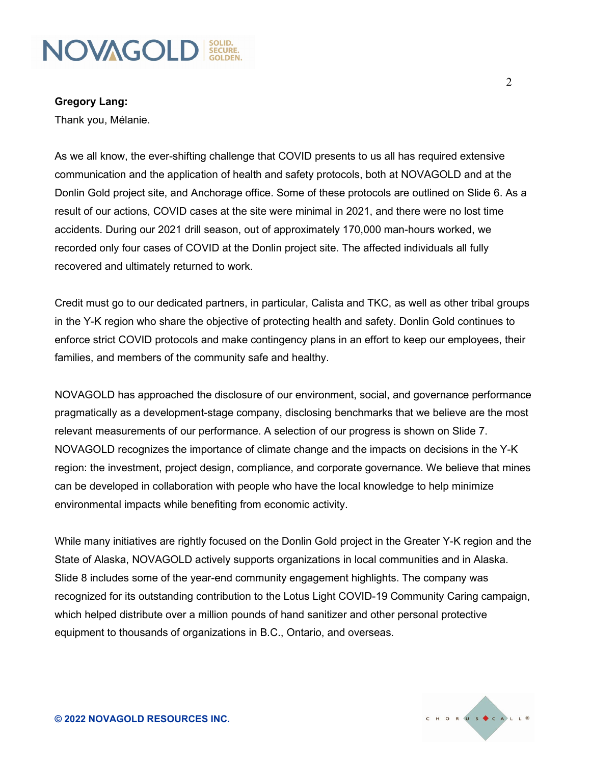**Gregory Lang:**

Thank you, Mélanie.

As we all know, the ever-shifting challenge that COVID presents to us all has required extensive communication and the application of health and safety protocols, both at NOVAGOLD and at the Donlin Gold project site, and Anchorage office. Some of these protocols are outlined on Slide 6. As a result of our actions, COVID cases at the site were minimal in 2021, and there were no lost time accidents. During our 2021 drill season, out of approximately 170,000 man-hours worked, we recorded only four cases of COVID at the Donlin project site. The affected individuals all fully recovered and ultimately returned to work.

Credit must go to our dedicated partners, in particular, Calista and TKC, as well as other tribal groups in the Y-K region who share the objective of protecting health and safety. Donlin Gold continues to enforce strict COVID protocols and make contingency plans in an effort to keep our employees, their families, and members of the community safe and healthy.

NOVAGOLD has approached the disclosure of our environment, social, and governance performance pragmatically as a development-stage company, disclosing benchmarks that we believe are the most relevant measurements of our performance. A selection of our progress is shown on Slide 7. NOVAGOLD recognizes the importance of climate change and the impacts on decisions in the Y-K region: the investment, project design, compliance, and corporate governance. We believe that mines can be developed in collaboration with people who have the local knowledge to help minimize environmental impacts while benefiting from economic activity.

While many initiatives are rightly focused on the Donlin Gold project in the Greater Y-K region and the State of Alaska, NOVAGOLD actively supports organizations in local communities and in Alaska. Slide 8 includes some of the year-end community engagement highlights. The company was recognized for its outstanding contribution to the Lotus Light COVID-19 Community Caring campaign, which helped distribute over a million pounds of hand sanitizer and other personal protective equipment to thousands of organizations in B.C., Ontario, and overseas.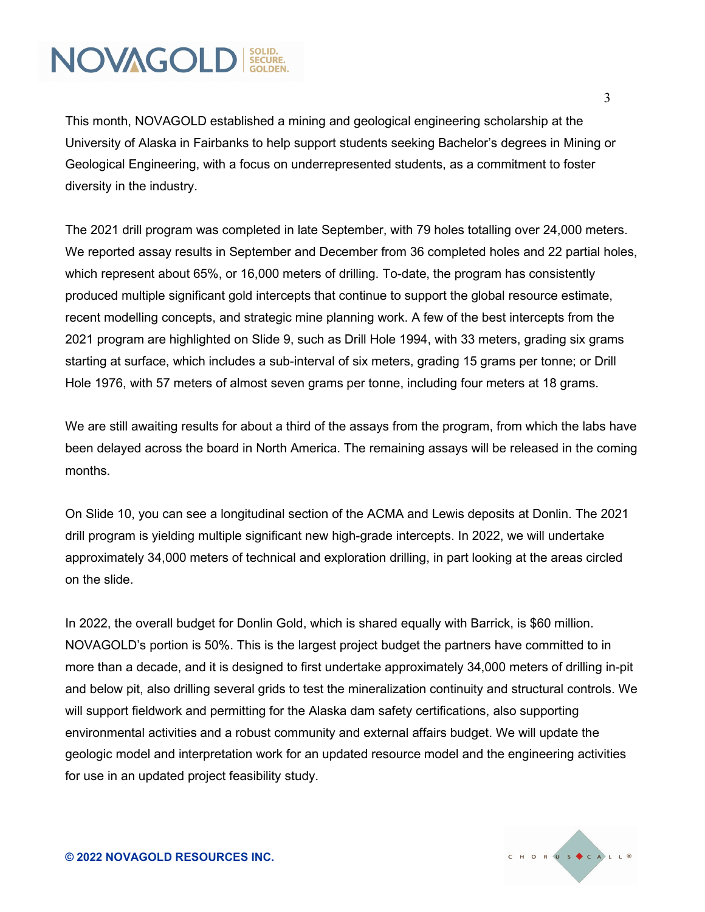This month, NOVAGOLD established a mining and geological engineering scholarship at the University of Alaska in Fairbanks to help support students seeking Bachelor's degrees in Mining or Geological Engineering, with a focus on underrepresented students, as a commitment to foster diversity in the industry.

The 2021 drill program was completed in late September, with 79 holes totalling over 24,000 meters. We reported assay results in September and December from 36 completed holes and 22 partial holes, which represent about 65%, or 16,000 meters of drilling. To-date, the program has consistently produced multiple significant gold intercepts that continue to support the global resource estimate, recent modelling concepts, and strategic mine planning work. A few of the best intercepts from the 2021 program are highlighted on Slide 9, such as Drill Hole 1994, with 33 meters, grading six grams starting at surface, which includes a sub-interval of six meters, grading 15 grams per tonne; or Drill Hole 1976, with 57 meters of almost seven grams per tonne, including four meters at 18 grams.

We are still awaiting results for about a third of the assays from the program, from which the labs have been delayed across the board in North America. The remaining assays will be released in the coming months.

On Slide 10, you can see a longitudinal section of the ACMA and Lewis deposits at Donlin. The 2021 drill program is yielding multiple significant new high-grade intercepts. In 2022, we will undertake approximately 34,000 meters of technical and exploration drilling, in part looking at the areas circled on the slide.

In 2022, the overall budget for Donlin Gold, which is shared equally with Barrick, is $60 million. NOVAGOLD's portion is 50%. This is the largest project budget the partners have committed to in more than a decade, and it is designed to first undertake approximately 34,000 meters of drilling in-pit and below pit, also drilling several grids to test the mineralization continuity and structural controls. We will support fieldwork and permitting for the Alaska dam safety certifications, also supporting environmental activities and a robust community and external affairs budget. We will update the geologic model and interpretation work for an updated resource model and the engineering activities for use in an updated project feasibility study.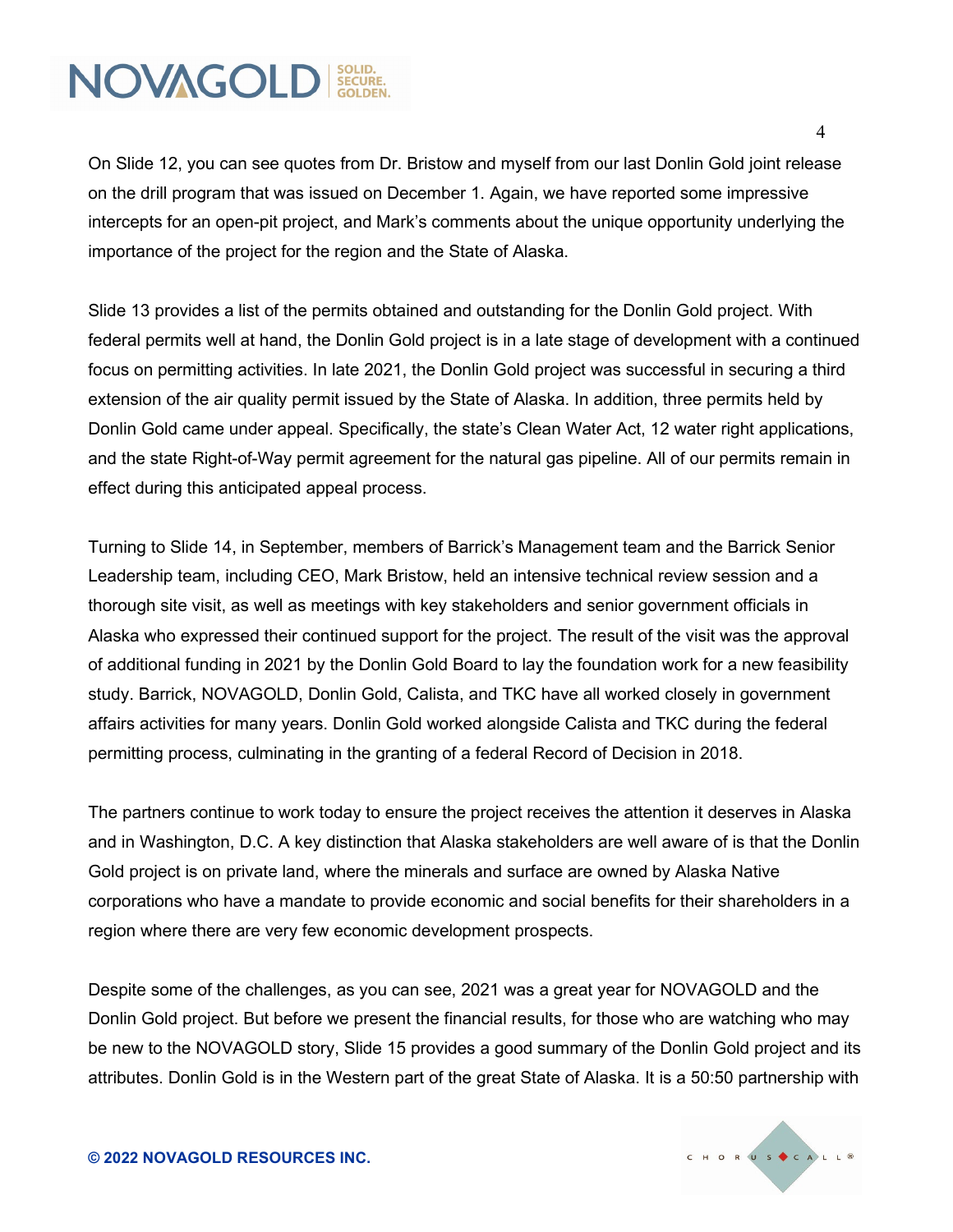On Slide 12, you can see quotes from Dr. Bristow and myself from our last Donlin Gold joint release on the drill program that was issued on December 1. Again, we have reported some impressive intercepts for an open-pit project, and Mark's comments about the unique opportunity underlying the importance of the project for the region and the State of Alaska.

Slide 13 provides a list of the permits obtained and outstanding for the Donlin Gold project. With federal permits well at hand, the Donlin Gold project is in a late stage of development with a continued focus on permitting activities. In late 2021, the Donlin Gold project was successful in securing a third extension of the air quality permit issued by the State of Alaska. In addition, three permits held by Donlin Gold came under appeal. Specifically, the state's Clean Water Act, 12 water right applications, and the state Right-of-Way permit agreement for the natural gas pipeline. All of our permits remain in effect during this anticipated appeal process.

Turning to Slide 14, in September, members of Barrick's Management team and the Barrick Senior Leadership team, including CEO, Mark Bristow, held an intensive technical review session and a thorough site visit, as well as meetings with key stakeholders and senior government officials in Alaska who expressed their continued support for the project. The result of the visit was the approval of additional funding in 2021 by the Donlin Gold Board to lay the foundation work for a new feasibility study. Barrick, NOVAGOLD, Donlin Gold, Calista, and TKC have all worked closely in government affairs activities for many years. Donlin Gold worked alongside Calista and TKC during the federal permitting process, culminating in the granting of a federal Record of Decision in 2018.

The partners continue to work today to ensure the project receives the attention it deserves in Alaska and in Washington, D.C. A key distinction that Alaska stakeholders are well aware of is that the Donlin Gold project is on private land, where the minerals and surface are owned by Alaska Native corporations who have a mandate to provide economic and social benefits for their shareholders in a region where there are very few economic development prospects.

Despite some of the challenges, as you can see, 2021 was a great year for NOVAGOLD and the Donlin Gold project. But before we present the financial results, for those who are watching who may be new to the NOVAGOLD story, Slide 15 provides a good summary of the Donlin Gold project and its attributes. Donlin Gold is in the Western part of the great State of Alaska. It is a 50:50 partnership with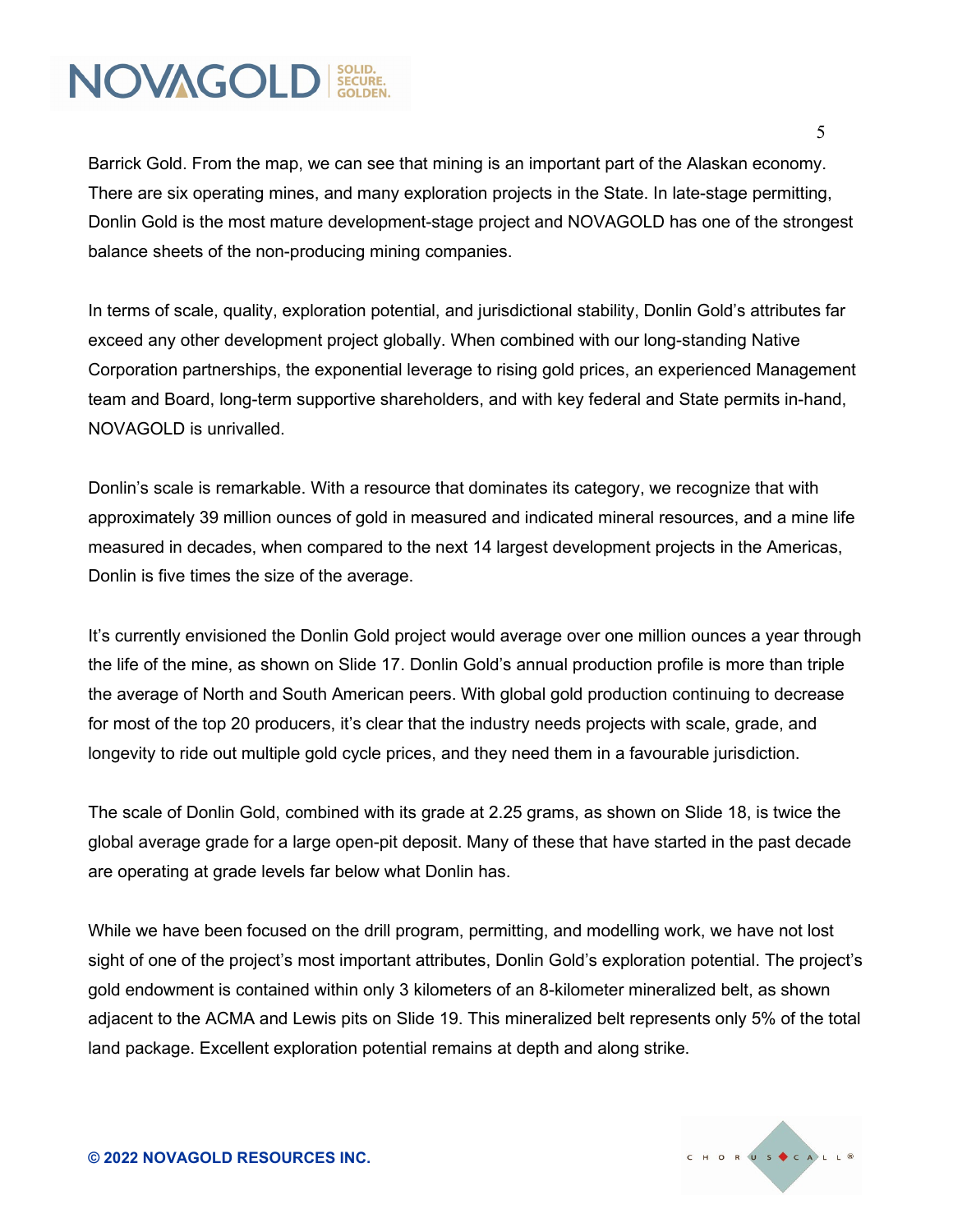Barrick Gold. From the map, we can see that mining is an important part of the Alaskan economy. There are six operating mines, and many exploration projects in the State. In late-stage permitting, Donlin Gold is the most mature development-stage project and NOVAGOLD has one of the strongest balance sheets of the non-producing mining companies.

In terms of scale, quality, exploration potential, and jurisdictional stability, Donlin Gold's attributes far exceed any other development project globally. When combined with our long-standing Native Corporation partnerships, the exponential leverage to rising gold prices, an experienced Management team and Board, long-term supportive shareholders, and with key federal and State permits in-hand, NOVAGOLD is unrivalled.

Donlin's scale is remarkable. With a resource that dominates its category, we recognize that with approximately 39 million ounces of gold in measured and indicated mineral resources, and a mine life measured in decades, when compared to the next 14 largest development projects in the Americas, Donlin is five times the size of the average.

It's currently envisioned the Donlin Gold project would average over one million ounces a year through the life of the mine, as shown on Slide 17. Donlin Gold's annual production profile is more than triple the average of North and South American peers. With global gold production continuing to decrease for most of the top 20 producers, it's clear that the industry needs projects with scale, grade, and longevity to ride out multiple gold cycle prices, and they need them in a favourable jurisdiction.

The scale of Donlin Gold, combined with its grade at 2.25 grams, as shown on Slide 18, is twice the global average grade for a large open-pit deposit. Many of these that have started in the past decade are operating at grade levels far below what Donlin has.

While we have been focused on the drill program, permitting, and modelling work, we have not lost sight of one of the project's most important attributes, Donlin Gold's exploration potential. The project's gold endowment is contained within only 3 kilometers of an 8-kilometer mineralized belt, as shown adjacent to the ACMA and Lewis pits on Slide 19. This mineralized belt represents only 5% of the total land package. Excellent exploration potential remains at depth and along strike.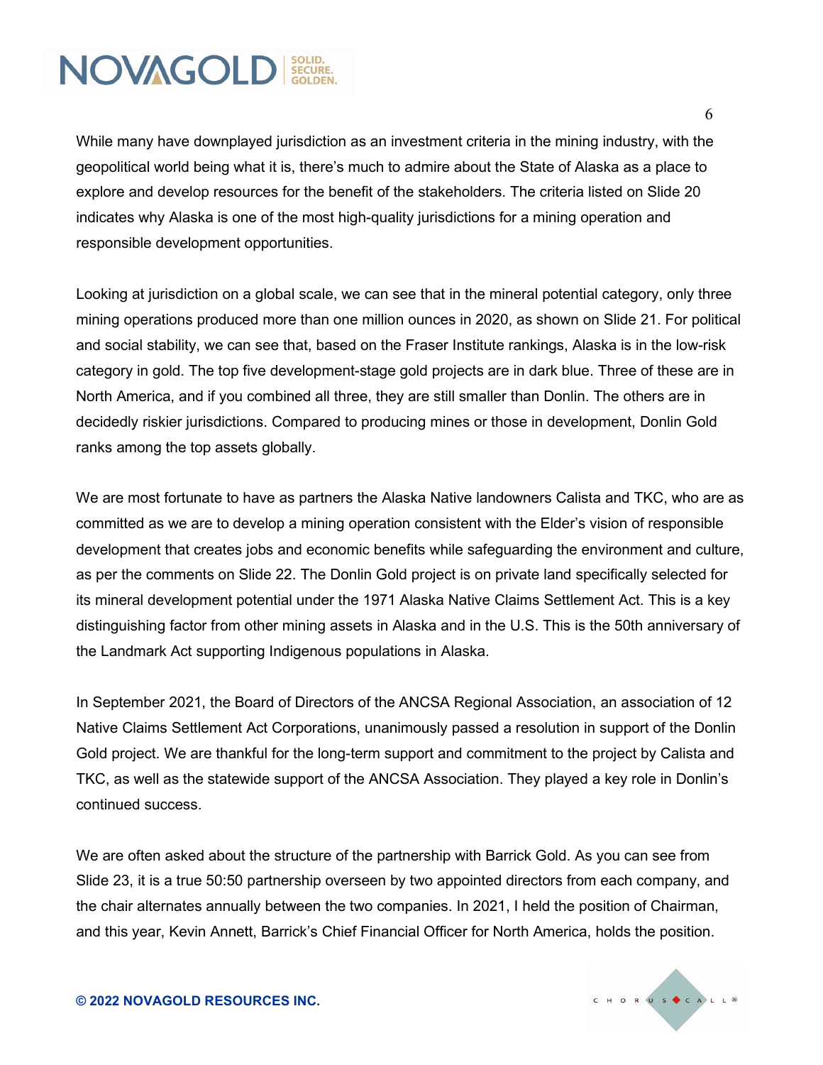While many have downplayed jurisdiction as an investment criteria in the mining industry, with the geopolitical world being what it is, there's much to admire about the State of Alaska as a place to explore and develop resources for the benefit of the stakeholders. The criteria listed on Slide 20 indicates why Alaska is one of the most high-quality jurisdictions for a mining operation and responsible development opportunities.

Looking at jurisdiction on a global scale, we can see that in the mineral potential category, only three mining operations produced more than one million ounces in 2020, as shown on Slide 21. For political and social stability, we can see that, based on the Fraser Institute rankings, Alaska is in the low-risk category in gold. The top five development-stage gold projects are in dark blue. Three of these are in North America, and if you combined all three, they are still smaller than Donlin. The others are in decidedly riskier jurisdictions. Compared to producing mines or those in development, Donlin Gold ranks among the top assets globally.

We are most fortunate to have as partners the Alaska Native landowners Calista and TKC, who are as committed as we are to develop a mining operation consistent with the Elder's vision of responsible development that creates jobs and economic benefits while safeguarding the environment and culture, as per the comments on Slide 22. The Donlin Gold project is on private land specifically selected for its mineral development potential under the 1971 Alaska Native Claims Settlement Act. This is a key distinguishing factor from other mining assets in Alaska and in the U.S. This is the 50th anniversary of the Landmark Act supporting Indigenous populations in Alaska.

In September 2021, the Board of Directors of the ANCSA Regional Association, an association of 12 Native Claims Settlement Act Corporations, unanimously passed a resolution in support of the Donlin Gold project. We are thankful for the long-term support and commitment to the project by Calista and TKC, as well as the statewide support of the ANCSA Association. They played a key role in Donlin's continued success.

We are often asked about the structure of the partnership with Barrick Gold. As you can see from Slide 23, it is a true 50:50 partnership overseen by two appointed directors from each company, and the chair alternates annually between the two companies. In 2021, I held the position of Chairman, and this year, Kevin Annett, Barrick's Chief Financial Officer for North America, holds the position.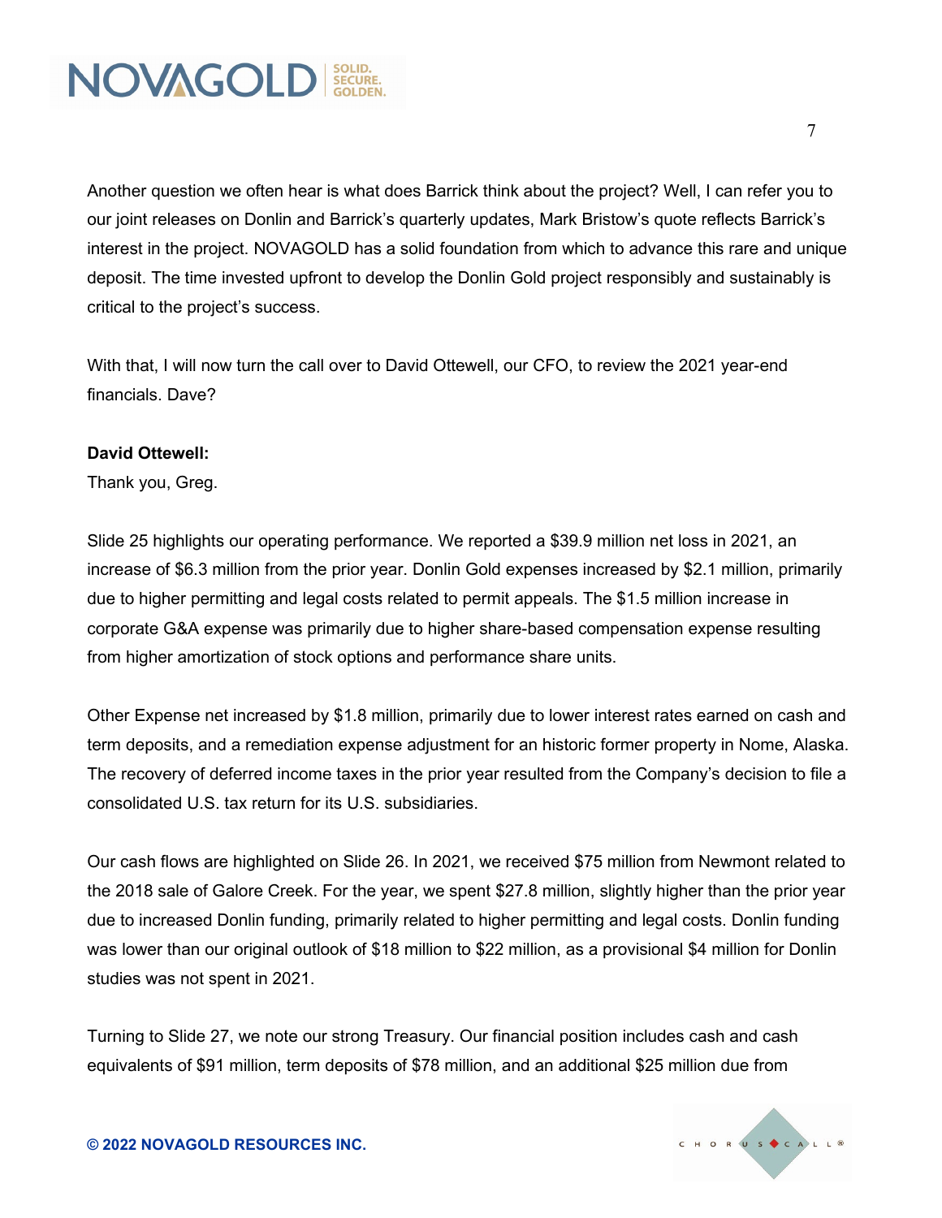Another question we often hear is what does Barrick think about the project? Well, I can refer you to our joint releases on Donlin and Barrick's quarterly updates, Mark Bristow's quote reflects Barrick's interest in the project. NOVAGOLD has a solid foundation from which to advance this rare and unique deposit. The time invested upfront to develop the Donlin Gold project responsibly and sustainably is critical to the project's success.

With that, I will now turn the call over to David Ottewell, our CFO, to review the 2021 year-end financials. Dave?

**David Ottewell:**
Thank you, Greg.

Slide 25 highlights our operating performance. We reported a $39.9 million net loss in 2021, an increase of $6.3 million from the prior year. Donlin Gold expenses increased by $2.1 million, primarily due to higher permitting and legal costs related to permit appeals. The $1.5 million increase in corporate G&A expense was primarily due to higher share-based compensation expense resulting from higher amortization of stock options and performance share units.

Other Expense net increased by $1.8 million, primarily due to lower interest rates earned on cash and term deposits, and a remediation expense adjustment for an historic former property in Nome, Alaska. The recovery of deferred income taxes in the prior year resulted from the Company's decision to file a consolidated U.S. tax return for its U.S. subsidiaries.

Our cash flows are highlighted on Slide 26. In 2021, we received $75 million from Newmont related to the 2018 sale of Galore Creek. For the year, we spent $27.8 million, slightly higher than the prior year due to increased Donlin funding, primarily related to higher permitting and legal costs. Donlin funding was lower than our original outlook of $18 million to $22 million, as a provisional $4 million for Donlin studies was not spent in 2021.

Turning to Slide 27, we note our strong Treasury. Our financial position includes cash and cash equivalents of $91 million, term deposits of $78 million, and an additional $25 million due from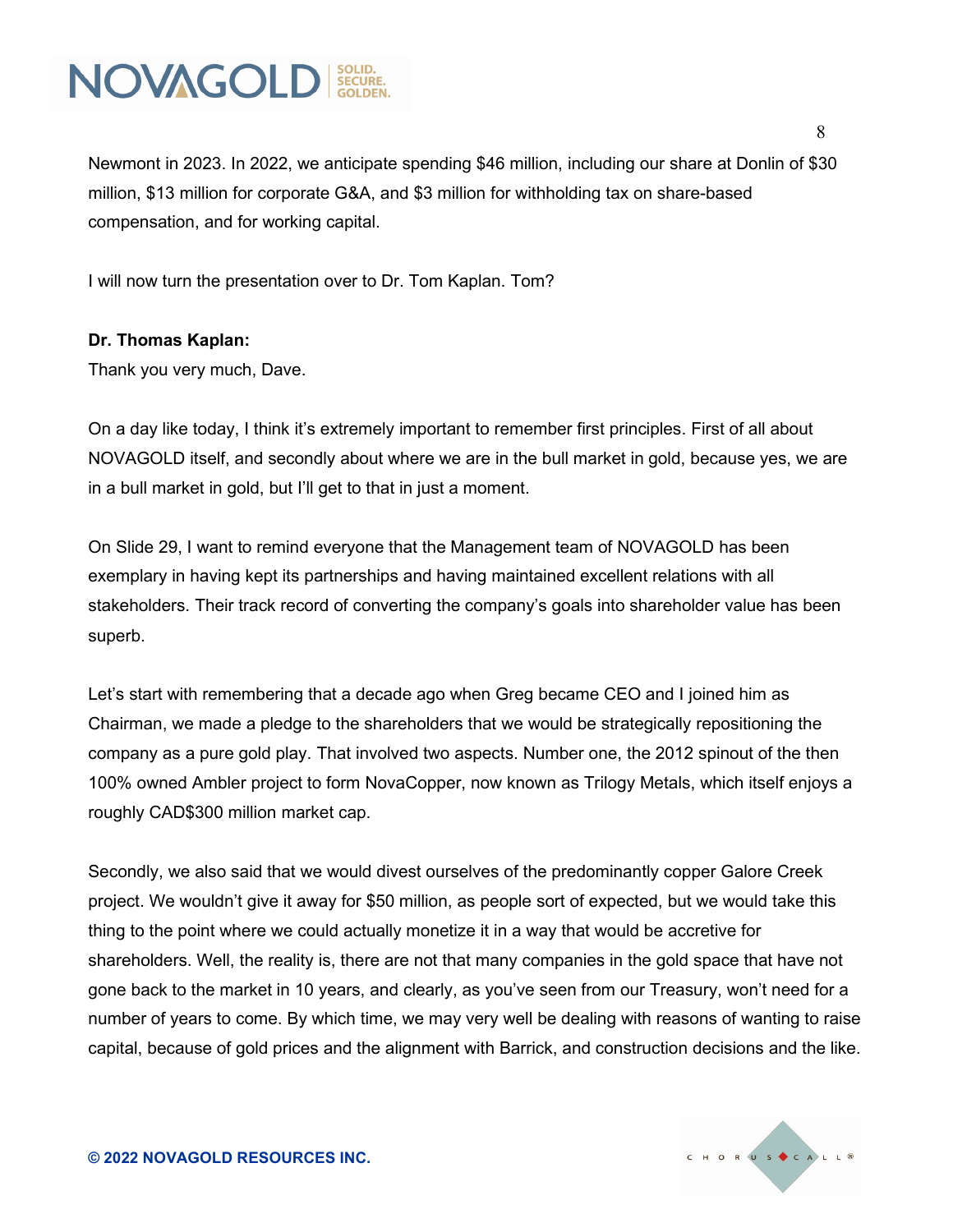Newmont in 2023. In 2022, we anticipate spending $46 million, including our share at Donlin of $30 million, $13 million for corporate G&A, and $3 million for withholding tax on share-based compensation, and for working capital.

I will now turn the presentation over to Dr. Tom Kaplan. Tom?

**Dr. Thomas Kaplan:**
Thank you very much, Dave.

On a day like today, I think it's extremely important to remember first principles. First of all about NOVAGOLD itself, and secondly about where we are in the bull market in gold, because yes, we are in a bull market in gold, but I'll get to that in just a moment.

On Slide 29, I want to remind everyone that the Management team of NOVAGOLD has been exemplary in having kept its partnerships and having maintained excellent relations with all stakeholders. Their track record of converting the company's goals into shareholder value has been superb.

Let's start with remembering that a decade ago when Greg became CEO and I joined him as Chairman, we made a pledge to the shareholders that we would be strategically repositioning the company as a pure gold play. That involved two aspects. Number one, the 2012 spinout of the then 100% owned Ambler project to form NovaCopper, now known as Trilogy Metals, which itself enjoys a roughly CAD$300 million market cap.

Secondly, we also said that we would divest ourselves of the predominantly copper Galore Creek project. We wouldn't give it away for $50 million, as people sort of expected, but we would take this thing to the point where we could actually monetize it in a way that would be accretive for shareholders. Well, the reality is, there are not that many companies in the gold space that have not gone back to the market in 10 years, and clearly, as you've seen from our Treasury, won't need for a number of years to come. By which time, we may very well be dealing with reasons of wanting to raise capital, because of gold prices and the alignment with Barrick, and construction decisions and the like.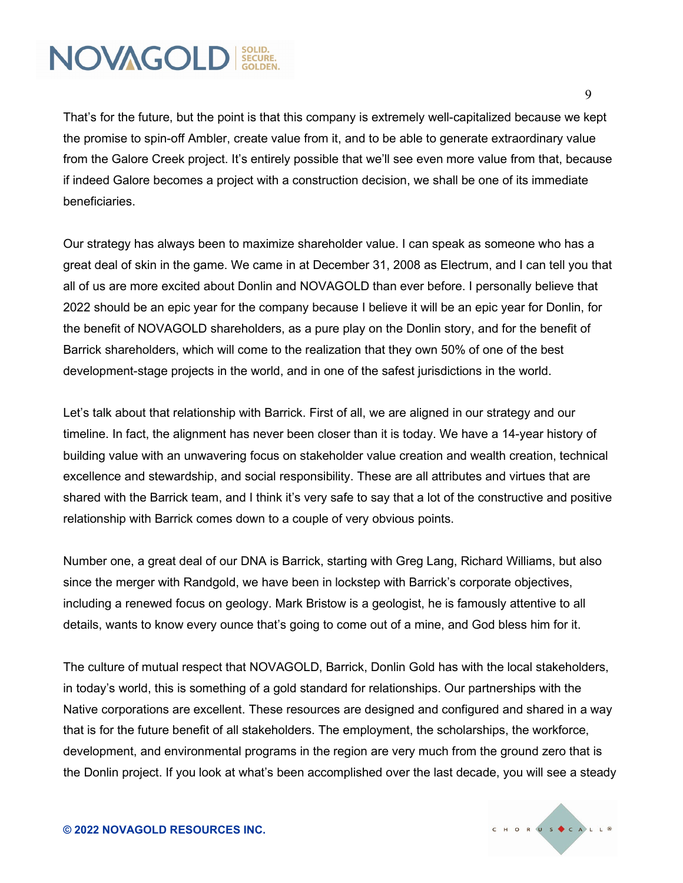That's for the future, but the point is that this company is extremely well-capitalized because we kept the promise to spin-off Ambler, create value from it, and to be able to generate extraordinary value from the Galore Creek project. It's entirely possible that we'll see even more value from that, because if indeed Galore becomes a project with a construction decision, we shall be one of its immediate beneficiaries.

Our strategy has always been to maximize shareholder value. I can speak as someone who has a great deal of skin in the game. We came in at December 31, 2008 as Electrum, and I can tell you that all of us are more excited about Donlin and NOVAGOLD than ever before. I personally believe that 2022 should be an epic year for the company because I believe it will be an epic year for Donlin, for the benefit of NOVAGOLD shareholders, as a pure play on the Donlin story, and for the benefit of Barrick shareholders, which will come to the realization that they own 50% of one of the best development-stage projects in the world, and in one of the safest jurisdictions in the world.

Let's talk about that relationship with Barrick. First of all, we are aligned in our strategy and our timeline. In fact, the alignment has never been closer than it is today. We have a 14-year history of building value with an unwavering focus on stakeholder value creation and wealth creation, technical excellence and stewardship, and social responsibility. These are all attributes and virtues that are shared with the Barrick team, and I think it's very safe to say that a lot of the constructive and positive relationship with Barrick comes down to a couple of very obvious points.

Number one, a great deal of our DNA is Barrick, starting with Greg Lang, Richard Williams, but also since the merger with Randgold, we have been in lockstep with Barrick's corporate objectives, including a renewed focus on geology. Mark Bristow is a geologist, he is famously attentive to all details, wants to know every ounce that's going to come out of a mine, and God bless him for it.

The culture of mutual respect that NOVAGOLD, Barrick, Donlin Gold has with the local stakeholders, in today's world, this is something of a gold standard for relationships. Our partnerships with the Native corporations are excellent. These resources are designed and configured and shared in a way that is for the future benefit of all stakeholders. The employment, the scholarships, the workforce, development, and environmental programs in the region are very much from the ground zero that is the Donlin project. If you look at what's been accomplished over the last decade, you will see a steady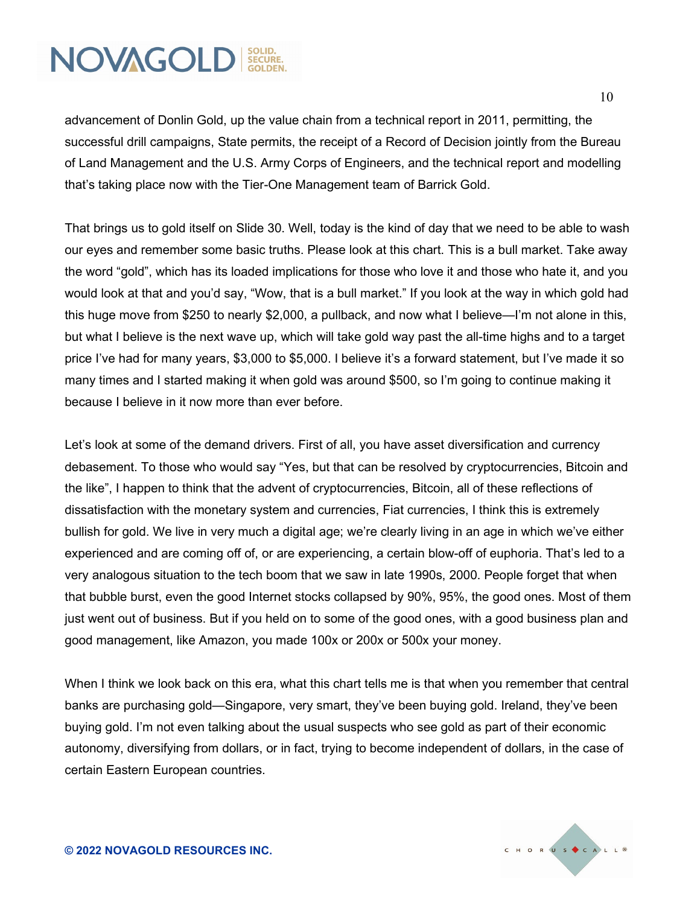advancement of Donlin Gold, up the value chain from a technical report in 2011, permitting, the successful drill campaigns, State permits, the receipt of a Record of Decision jointly from the Bureau of Land Management and the U.S. Army Corps of Engineers, and the technical report and modelling that's taking place now with the Tier-One Management team of Barrick Gold.

That brings us to gold itself on Slide 30. Well, today is the kind of day that we need to be able to wash our eyes and remember some basic truths. Please look at this chart. This is a bull market. Take away the word "gold", which has its loaded implications for those who love it and those who hate it, and you would look at that and you'd say, "Wow, that is a bull market." If you look at the way in which gold had this huge move from $250 to nearly $2,000, a pullback, and now what I believe—I'm not alone in this, but what I believe is the next wave up, which will take gold way past the all-time highs and to a target price I've had for many years, $3,000 to $5,000. I believe it's a forward statement, but I've made it so many times and I started making it when gold was around $500, so I'm going to continue making it because I believe in it now more than ever before.

Let's look at some of the demand drivers. First of all, you have asset diversification and currency debasement. To those who would say "Yes, but that can be resolved by cryptocurrencies, Bitcoin and the like", I happen to think that the advent of cryptocurrencies, Bitcoin, all of these reflections of dissatisfaction with the monetary system and currencies, Fiat currencies, I think this is extremely bullish for gold. We live in very much a digital age; we're clearly living in an age in which we've either experienced and are coming off of, or are experiencing, a certain blow-off of euphoria. That's led to a very analogous situation to the tech boom that we saw in late 1990s, 2000. People forget that when that bubble burst, even the good Internet stocks collapsed by 90%, 95%, the good ones. Most of them just went out of business. But if you held on to some of the good ones, with a good business plan and good management, like Amazon, you made 100x or 200x or 500x your money.

When I think we look back on this era, what this chart tells me is that when you remember that central banks are purchasing gold—Singapore, very smart, they've been buying gold. Ireland, they've been buying gold. I'm not even talking about the usual suspects who see gold as part of their economic autonomy, diversifying from dollars, or in fact, trying to become independent of dollars, in the case of certain Eastern European countries.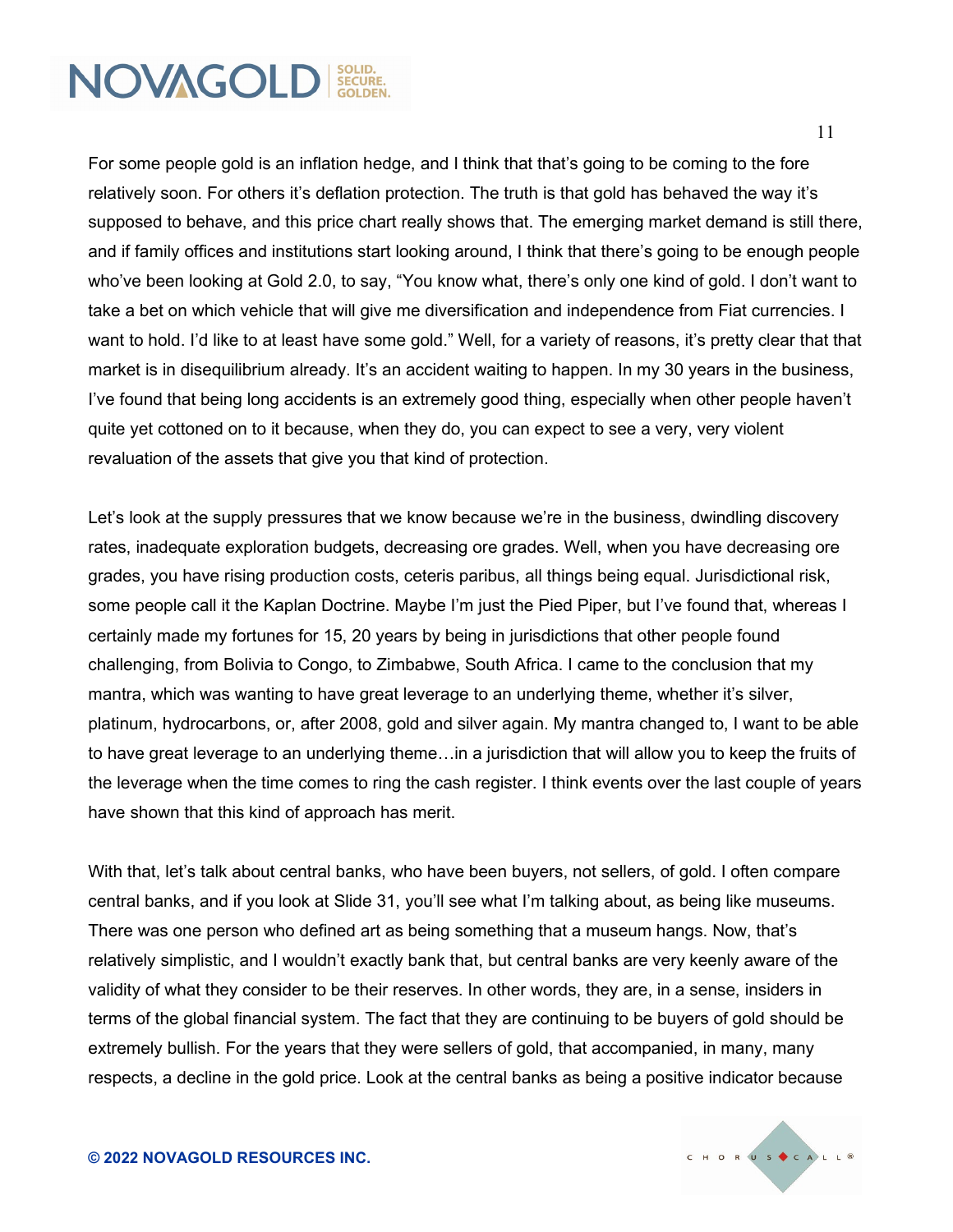For some people gold is an inflation hedge, and I think that that's going to be coming to the fore relatively soon. For others it's deflation protection. The truth is that gold has behaved the way it's supposed to behave, and this price chart really shows that. The emerging market demand is still there, and if family offices and institutions start looking around, I think that there's going to be enough people who've been looking at Gold 2.0, to say, "You know what, there's only one kind of gold. I don't want to take a bet on which vehicle that will give me diversification and independence from Fiat currencies. I want to hold. I'd like to at least have some gold." Well, for a variety of reasons, it's pretty clear that that market is in disequilibrium already. It's an accident waiting to happen. In my 30 years in the business, I've found that being long accidents is an extremely good thing, especially when other people haven't quite yet cottoned on to it because, when they do, you can expect to see a very, very violent revaluation of the assets that give you that kind of protection.

Let's look at the supply pressures that we know because we're in the business, dwindling discovery rates, inadequate exploration budgets, decreasing ore grades. Well, when you have decreasing ore grades, you have rising production costs, ceteris paribus, all things being equal. Jurisdictional risk, some people call it the Kaplan Doctrine. Maybe I'm just the Pied Piper, but I've found that, whereas I certainly made my fortunes for 15, 20 years by being in jurisdictions that other people found challenging, from Bolivia to Congo, to Zimbabwe, South Africa. I came to the conclusion that my mantra, which was wanting to have great leverage to an underlying theme, whether it's silver, platinum, hydrocarbons, or, after 2008, gold and silver again. My mantra changed to, I want to be able to have great leverage to an underlying theme…in a jurisdiction that will allow you to keep the fruits of the leverage when the time comes to ring the cash register. I think events over the last couple of years have shown that this kind of approach has merit.

With that, let's talk about central banks, who have been buyers, not sellers, of gold. I often compare central banks, and if you look at Slide 31, you'll see what I'm talking about, as being like museums. There was one person who defined art as being something that a museum hangs. Now, that's relatively simplistic, and I wouldn't exactly bank that, but central banks are very keenly aware of the validity of what they consider to be their reserves. In other words, they are, in a sense, insiders in terms of the global financial system. The fact that they are continuing to be buyers of gold should be extremely bullish. For the years that they were sellers of gold, that accompanied, in many, many respects, a decline in the gold price. Look at the central banks as being a positive indicator because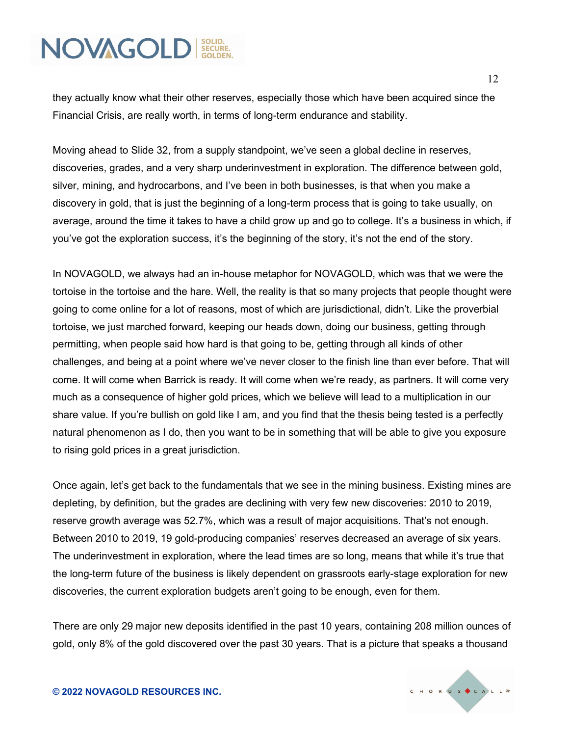they actually know what their other reserves, especially those which have been acquired since the Financial Crisis, are really worth, in terms of long-term endurance and stability.

Moving ahead to Slide 32, from a supply standpoint, we've seen a global decline in reserves, discoveries, grades, and a very sharp underinvestment in exploration. The difference between gold, silver, mining, and hydrocarbons, and I've been in both businesses, is that when you make a discovery in gold, that is just the beginning of a long-term process that is going to take usually, on average, around the time it takes to have a child grow up and go to college. It's a business in which, if you've got the exploration success, it's the beginning of the story, it's not the end of the story.

In NOVAGOLD, we always had an in-house metaphor for NOVAGOLD, which was that we were the tortoise in the tortoise and the hare. Well, the reality is that so many projects that people thought were going to come online for a lot of reasons, most of which are jurisdictional, didn't. Like the proverbial tortoise, we just marched forward, keeping our heads down, doing our business, getting through permitting, when people said how hard is that going to be, getting through all kinds of other challenges, and being at a point where we've never closer to the finish line than ever before. That will come. It will come when Barrick is ready. It will come when we're ready, as partners. It will come very much as a consequence of higher gold prices, which we believe will lead to a multiplication in our share value. If you're bullish on gold like I am, and you find that the thesis being tested is a perfectly natural phenomenon as I do, then you want to be in something that will be able to give you exposure to rising gold prices in a great jurisdiction.

Once again, let's get back to the fundamentals that we see in the mining business. Existing mines are depleting, by definition, but the grades are declining with very few new discoveries: 2010 to 2019, reserve growth average was 52.7%, which was a result of major acquisitions. That's not enough. Between 2010 to 2019, 19 gold-producing companies' reserves decreased an average of six years. The underinvestment in exploration, where the lead times are so long, means that while it's true that the long-term future of the business is likely dependent on grassroots early-stage exploration for new discoveries, the current exploration budgets aren't going to be enough, even for them.

There are only 29 major new deposits identified in the past 10 years, containing 208 million ounces of gold, only 8% of the gold discovered over the past 30 years. That is a picture that speaks a thousand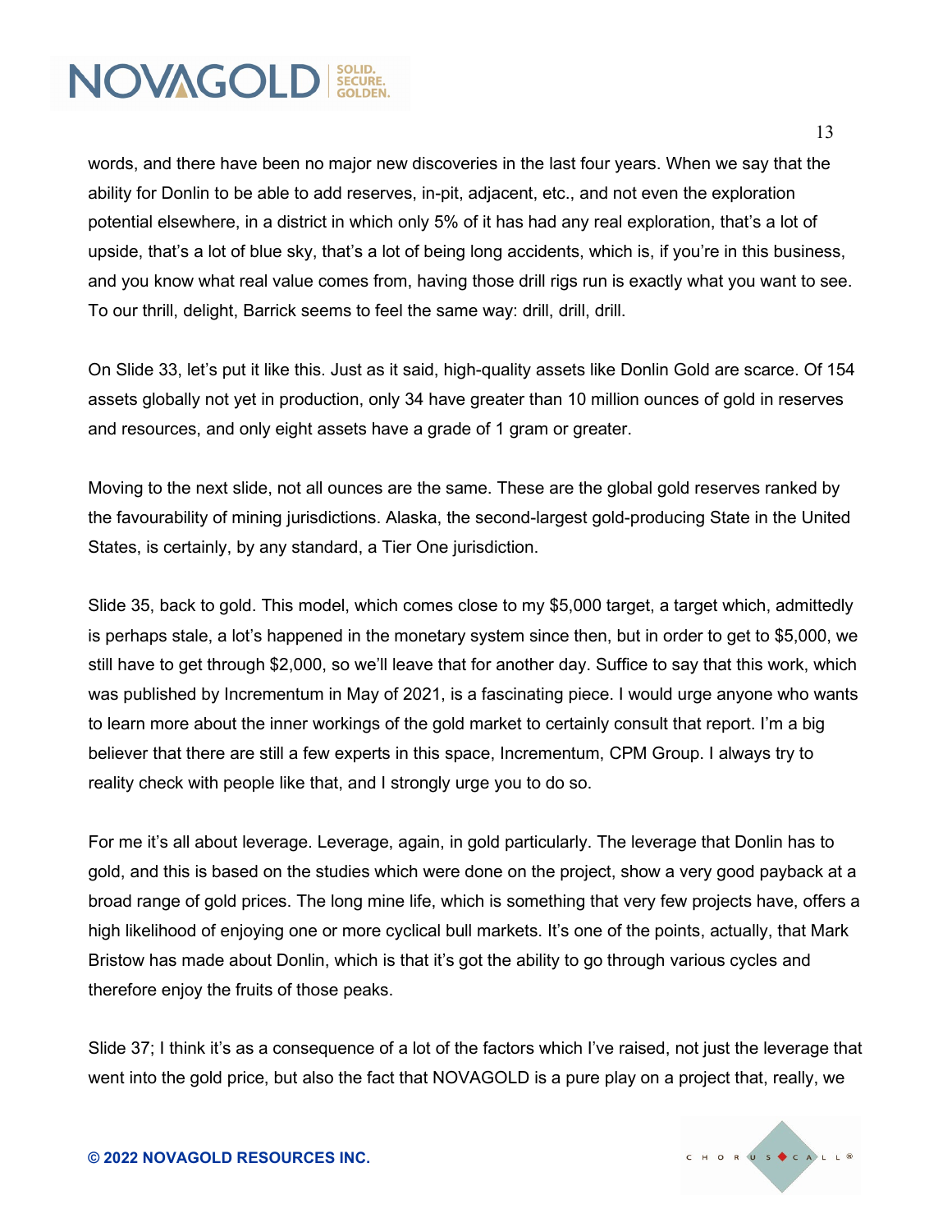words, and there have been no major new discoveries in the last four years. When we say that the ability for Donlin to be able to add reserves, in-pit, adjacent, etc., and not even the exploration potential elsewhere, in a district in which only 5% of it has had any real exploration, that's a lot of upside, that's a lot of blue sky, that's a lot of being long accidents, which is, if you're in this business, and you know what real value comes from, having those drill rigs run is exactly what you want to see. To our thrill, delight, Barrick seems to feel the same way: drill, drill, drill.

On Slide 33, let's put it like this. Just as it said, high-quality assets like Donlin Gold are scarce. Of 154 assets globally not yet in production, only 34 have greater than 10 million ounces of gold in reserves and resources, and only eight assets have a grade of 1 gram or greater.

Moving to the next slide, not all ounces are the same. These are the global gold reserves ranked by the favourability of mining jurisdictions. Alaska, the second-largest gold-producing State in the United States, is certainly, by any standard, a Tier One jurisdiction.

Slide 35, back to gold. This model, which comes close to my $5,000 target, a target which, admittedly is perhaps stale, a lot's happened in the monetary system since then, but in order to get to $5,000, we still have to get through $2,000, so we'll leave that for another day. Suffice to say that this work, which was published by Incrementum in May of 2021, is a fascinating piece. I would urge anyone who wants to learn more about the inner workings of the gold market to certainly consult that report. I'm a big believer that there are still a few experts in this space, Incrementum, CPM Group. I always try to reality check with people like that, and I strongly urge you to do so.

For me it's all about leverage. Leverage, again, in gold particularly. The leverage that Donlin has to gold, and this is based on the studies which were done on the project, show a very good payback at a broad range of gold prices. The long mine life, which is something that very few projects have, offers a high likelihood of enjoying one or more cyclical bull markets. It's one of the points, actually, that Mark Bristow has made about Donlin, which is that it's got the ability to go through various cycles and therefore enjoy the fruits of those peaks.

Slide 37; I think it's as a consequence of a lot of the factors which I've raised, not just the leverage that went into the gold price, but also the fact that NOVAGOLD is a pure play on a project that, really, we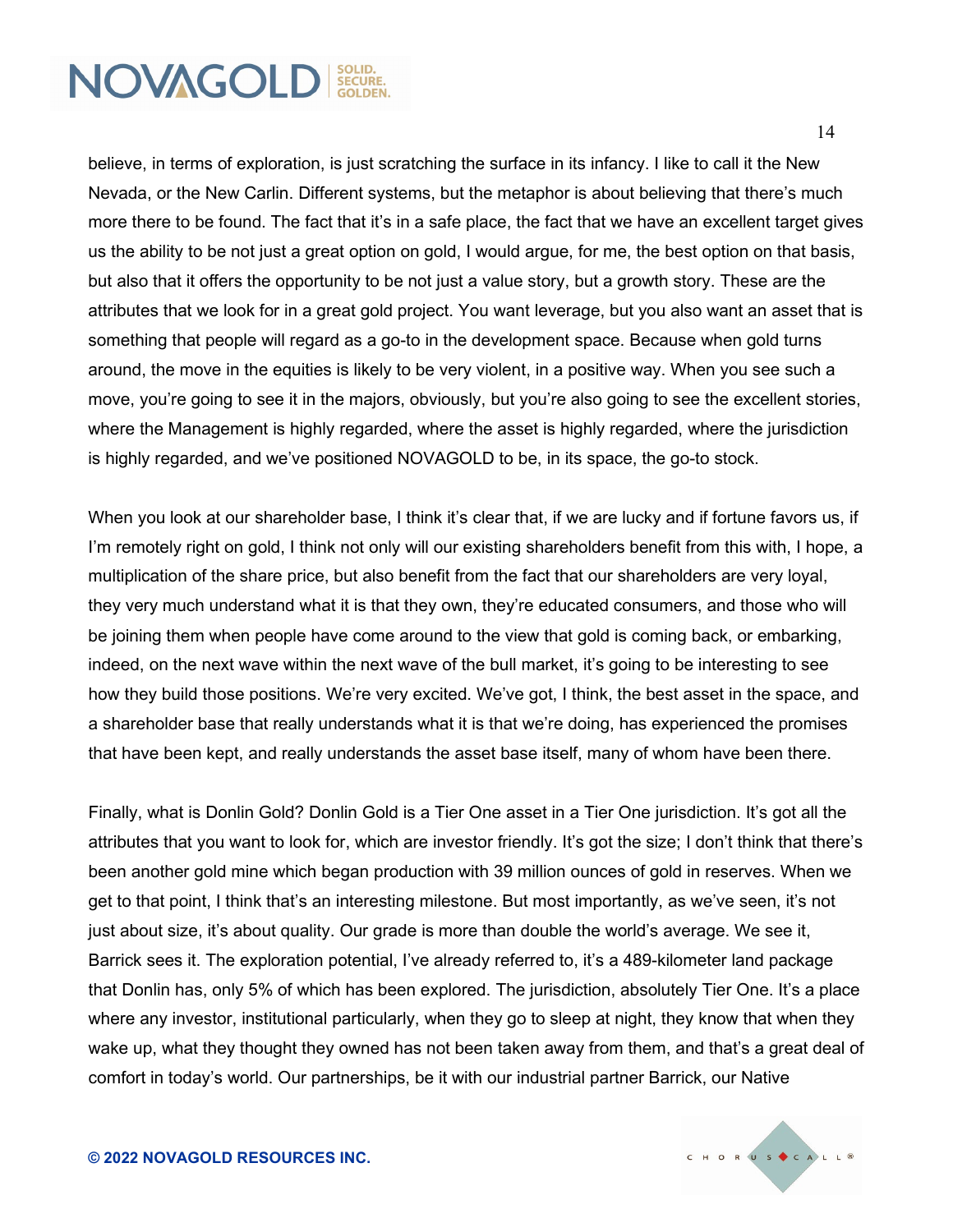believe, in terms of exploration, is just scratching the surface in its infancy. I like to call it the New Nevada, or the New Carlin. Different systems, but the metaphor is about believing that there's much more there to be found. The fact that it's in a safe place, the fact that we have an excellent target gives us the ability to be not just a great option on gold, I would argue, for me, the best option on that basis, but also that it offers the opportunity to be not just a value story, but a growth story. These are the attributes that we look for in a great gold project. You want leverage, but you also want an asset that is something that people will regard as a go-to in the development space. Because when gold turns around, the move in the equities is likely to be very violent, in a positive way. When you see such a move, you're going to see it in the majors, obviously, but you're also going to see the excellent stories, where the Management is highly regarded, where the asset is highly regarded, where the jurisdiction is highly regarded, and we've positioned NOVAGOLD to be, in its space, the go-to stock.

When you look at our shareholder base, I think it's clear that, if we are lucky and if fortune favors us, if I'm remotely right on gold, I think not only will our existing shareholders benefit from this with, I hope, a multiplication of the share price, but also benefit from the fact that our shareholders are very loyal, they very much understand what it is that they own, they're educated consumers, and those who will be joining them when people have come around to the view that gold is coming back, or embarking, indeed, on the next wave within the next wave of the bull market, it's going to be interesting to see how they build those positions. We're very excited. We've got, I think, the best asset in the space, and a shareholder base that really understands what it is that we're doing, has experienced the promises that have been kept, and really understands the asset base itself, many of whom have been there.

Finally, what is Donlin Gold? Donlin Gold is a Tier One asset in a Tier One jurisdiction. It's got all the attributes that you want to look for, which are investor friendly. It's got the size; I don't think that there's been another gold mine which began production with 39 million ounces of gold in reserves. When we get to that point, I think that's an interesting milestone. But most importantly, as we've seen, it's not just about size, it's about quality. Our grade is more than double the world's average. We see it, Barrick sees it. The exploration potential, I've already referred to, it's a 489-kilometer land package that Donlin has, only 5% of which has been explored. The jurisdiction, absolutely Tier One. It's a place where any investor, institutional particularly, when they go to sleep at night, they know that when they wake up, what they thought they owned has not been taken away from them, and that's a great deal of comfort in today's world. Our partnerships, be it with our industrial partner Barrick, our Native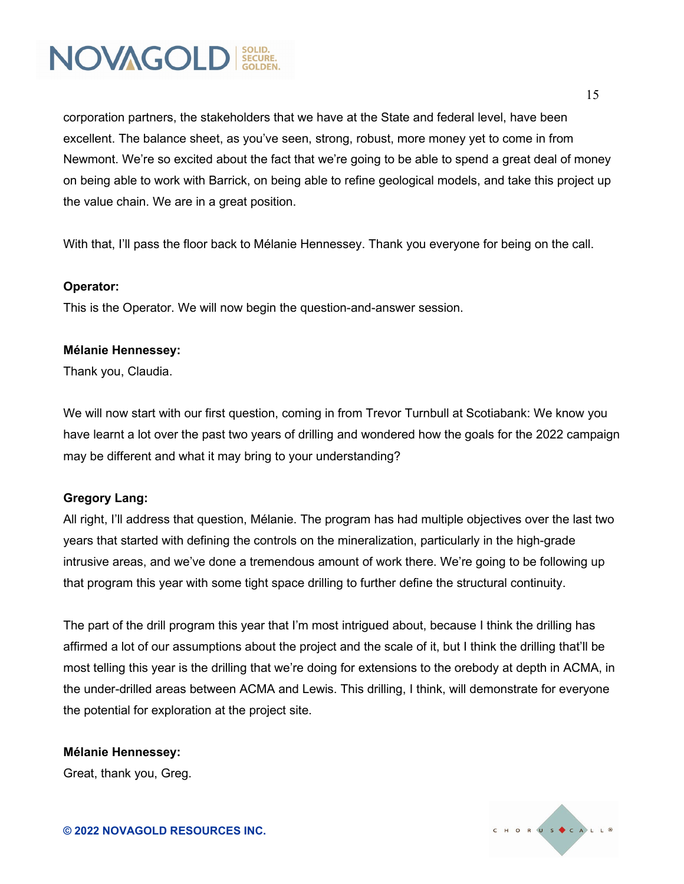corporation partners, the stakeholders that we have at the State and federal level, have been excellent. The balance sheet, as you've seen, strong, robust, more money yet to come in from Newmont. We're so excited about the fact that we're going to be able to spend a great deal of money on being able to work with Barrick, on being able to refine geological models, and take this project up the value chain. We are in a great position.

With that, I'll pass the floor back to Mélanie Hennessey. Thank you everyone for being on the call.

**Operator:**
This is the Operator. We will now begin the question-and-answer session.

**Mélanie Hennessey:**
Thank you, Claudia.

We will now start with our first question, coming in from Trevor Turnbull at Scotiabank: We know you have learnt a lot over the past two years of drilling and wondered how the goals for the 2022 campaign may be different and what it may bring to your understanding?

**Gregory Lang:**
All right, I'll address that question, Mélanie. The program has had multiple objectives over the last two years that started with defining the controls on the mineralization, particularly in the high-grade intrusive areas, and we've done a tremendous amount of work there. We're going to be following up that program this year with some tight space drilling to further define the structural continuity.

The part of the drill program this year that I'm most intrigued about, because I think the drilling has affirmed a lot of our assumptions about the project and the scale of it, but I think the drilling that'll be most telling this year is the drilling that we're doing for extensions to the orebody at depth in ACMA, in the under-drilled areas between ACMA and Lewis. This drilling, I think, will demonstrate for everyone the potential for exploration at the project site.

**Mélanie Hennessey:**
Great, thank you, Greg.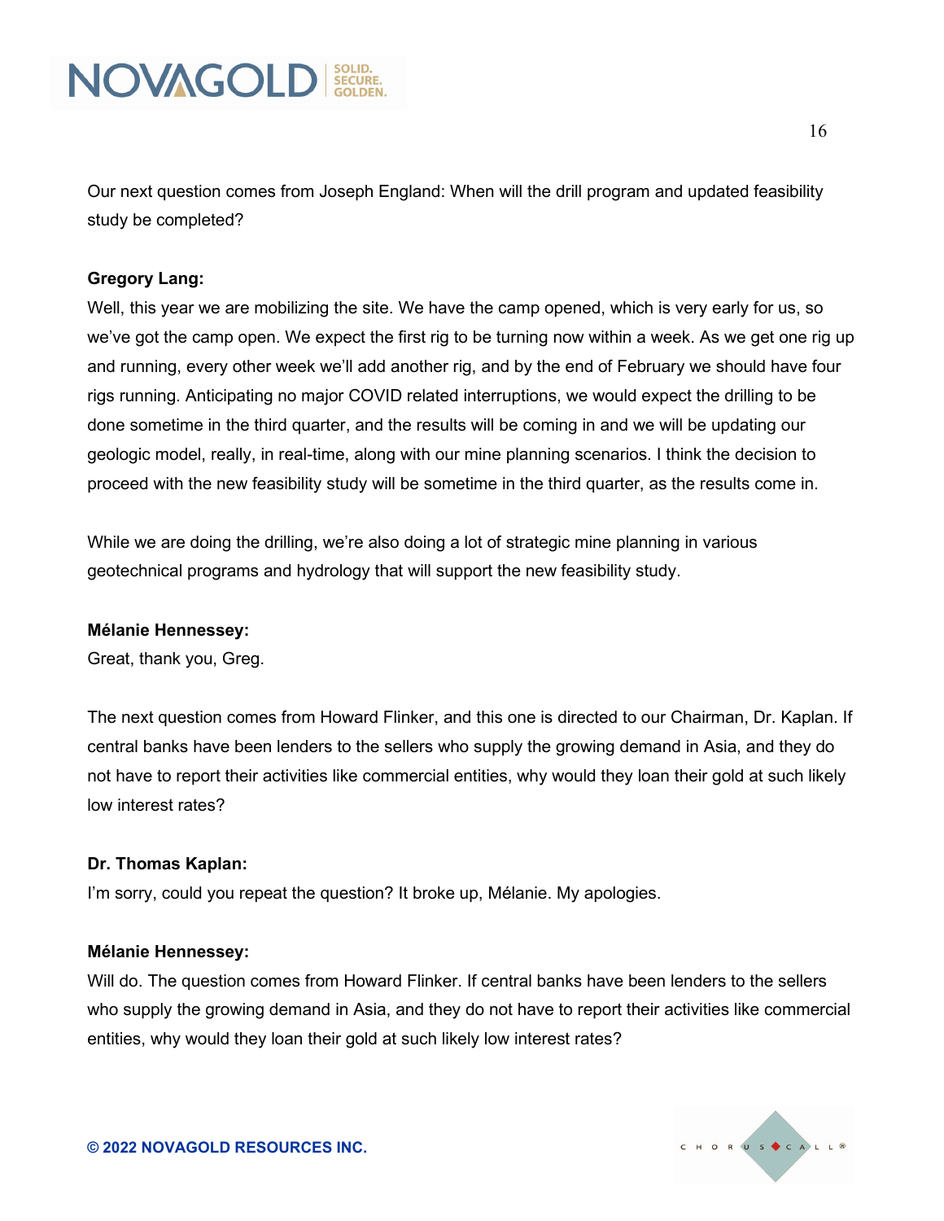Our next question comes from Joseph England: When will the drill program and updated feasibility study be completed?

**Gregory Lang:**

Well, this year we are mobilizing the site. We have the camp opened, which is very early for us, so we've got the camp open. We expect the first rig to be turning now within a week. As we get one rig up and running, every other week we'll add another rig, and by the end of February we should have four rigs running. Anticipating no major COVID related interruptions, we would expect the drilling to be done sometime in the third quarter, and the results will be coming in and we will be updating our geologic model, really, in real-time, along with our mine planning scenarios. I think the decision to proceed with the new feasibility study will be sometime in the third quarter, as the results come in.

While we are doing the drilling, we're also doing a lot of strategic mine planning in various geotechnical programs and hydrology that will support the new feasibility study.

**Mélanie Hennessey:**

Great, thank you, Greg.

The next question comes from Howard Flinker, and this one is directed to our Chairman, Dr. Kaplan. If central banks have been lenders to the sellers who supply the growing demand in Asia, and they do not have to report their activities like commercial entities, why would they loan their gold at such likely low interest rates?

**Dr. Thomas Kaplan:**

I'm sorry, could you repeat the question? It broke up, Mélanie. My apologies.

**Mélanie Hennessey:**

Will do. The question comes from Howard Flinker. If central banks have been lenders to the sellers who supply the growing demand in Asia, and they do not have to report their activities like commercial entities, why would they loan their gold at such likely low interest rates?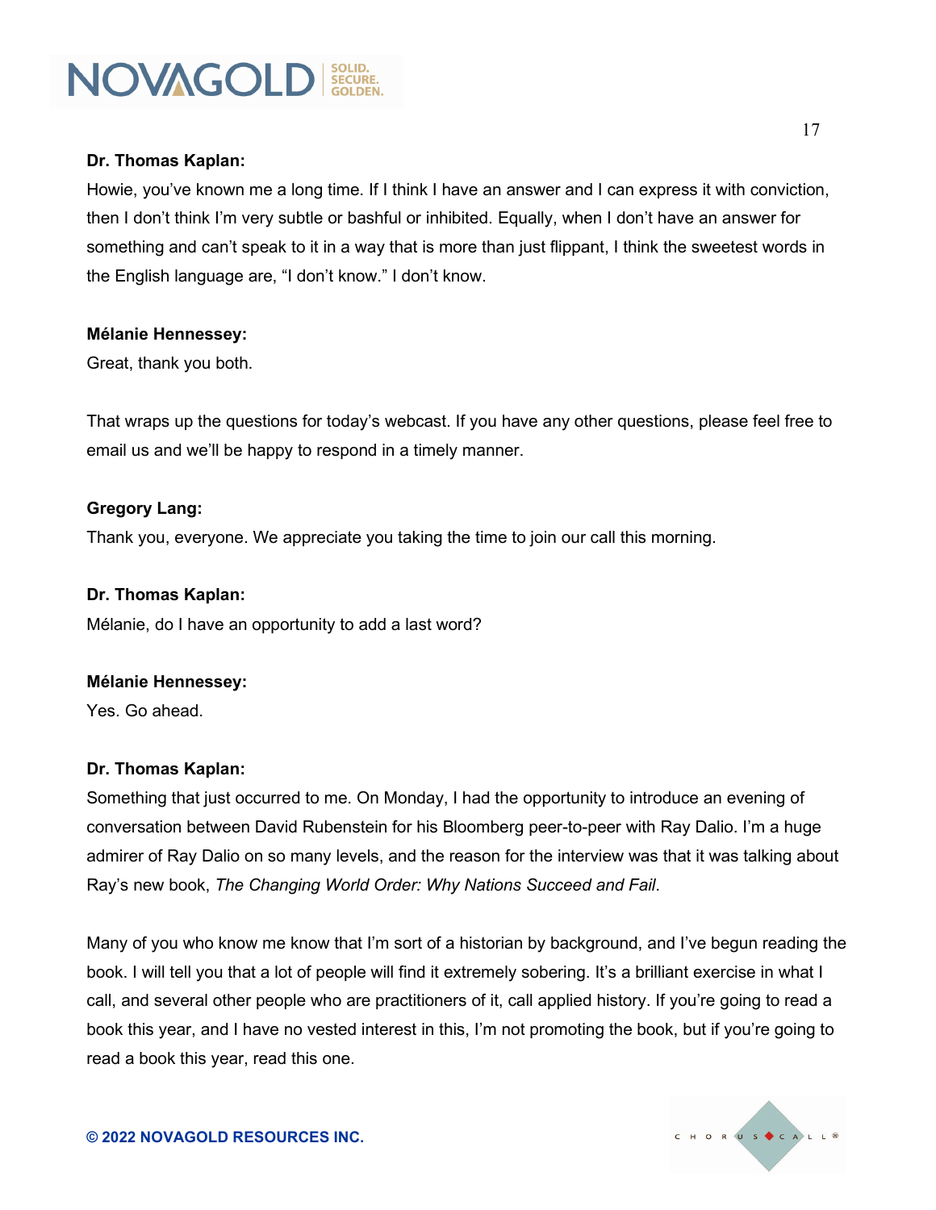**Dr. Thomas Kaplan:**

Howie, you've known me a long time. If I think I have an answer and I can express it with conviction, then I don't think I'm very subtle or bashful or inhibited. Equally, when I don't have an answer for something and can't speak to it in a way that is more than just flippant, I think the sweetest words in the English language are, "I don't know." I don't know.

**Mélanie Hennessey:**

Great, thank you both.

That wraps up the questions for today's webcast. If you have any other questions, please feel free to email us and we'll be happy to respond in a timely manner.

**Gregory Lang:**

Thank you, everyone. We appreciate you taking the time to join our call this morning.

**Dr. Thomas Kaplan:**

Mélanie, do I have an opportunity to add a last word?

**Mélanie Hennessey:**

Yes. Go ahead.

**Dr. Thomas Kaplan:**

Something that just occurred to me. On Monday, I had the opportunity to introduce an evening of conversation between David Rubenstein for his Bloomberg peer-to-peer with Ray Dalio. I'm a huge admirer of Ray Dalio on so many levels, and the reason for the interview was that it was talking about Ray's new book, *The Changing World Order: Why Nations Succeed and Fail*.

Many of you who know me know that I'm sort of a historian by background, and I've begun reading the book. I will tell you that a lot of people will find it extremely sobering. It's a brilliant exercise in what I call, and several other people who are practitioners of it, call applied history. If you're going to read a book this year, and I have no vested interest in this, I'm not promoting the book, but if you're going to read a book this year, read this one.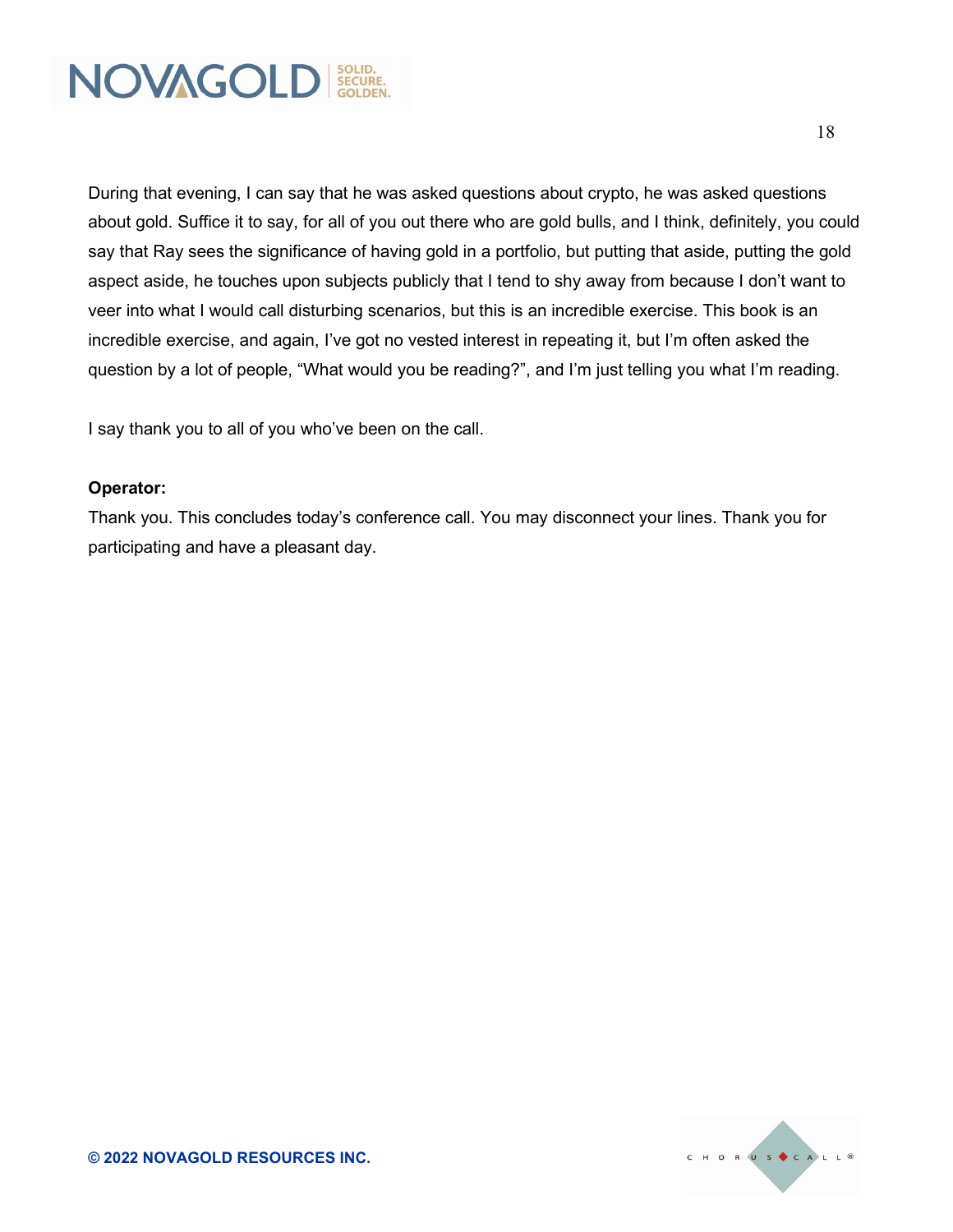During that evening, I can say that he was asked questions about crypto, he was asked questions about gold. Suffice it to say, for all of you out there who are gold bulls, and I think, definitely, you could say that Ray sees the significance of having gold in a portfolio, but putting that aside, putting the gold aspect aside, he touches upon subjects publicly that I tend to shy away from because I don't want to veer into what I would call disturbing scenarios, but this is an incredible exercise. This book is an incredible exercise, and again, I've got no vested interest in repeating it, but I'm often asked the question by a lot of people, "What would you be reading?", and I'm just telling you what I'm reading.

I say thank you to all of you who've been on the call.

**Operator:**
Thank you. This concludes today's conference call. You may disconnect your lines. Thank you for participating and have a pleasant day.